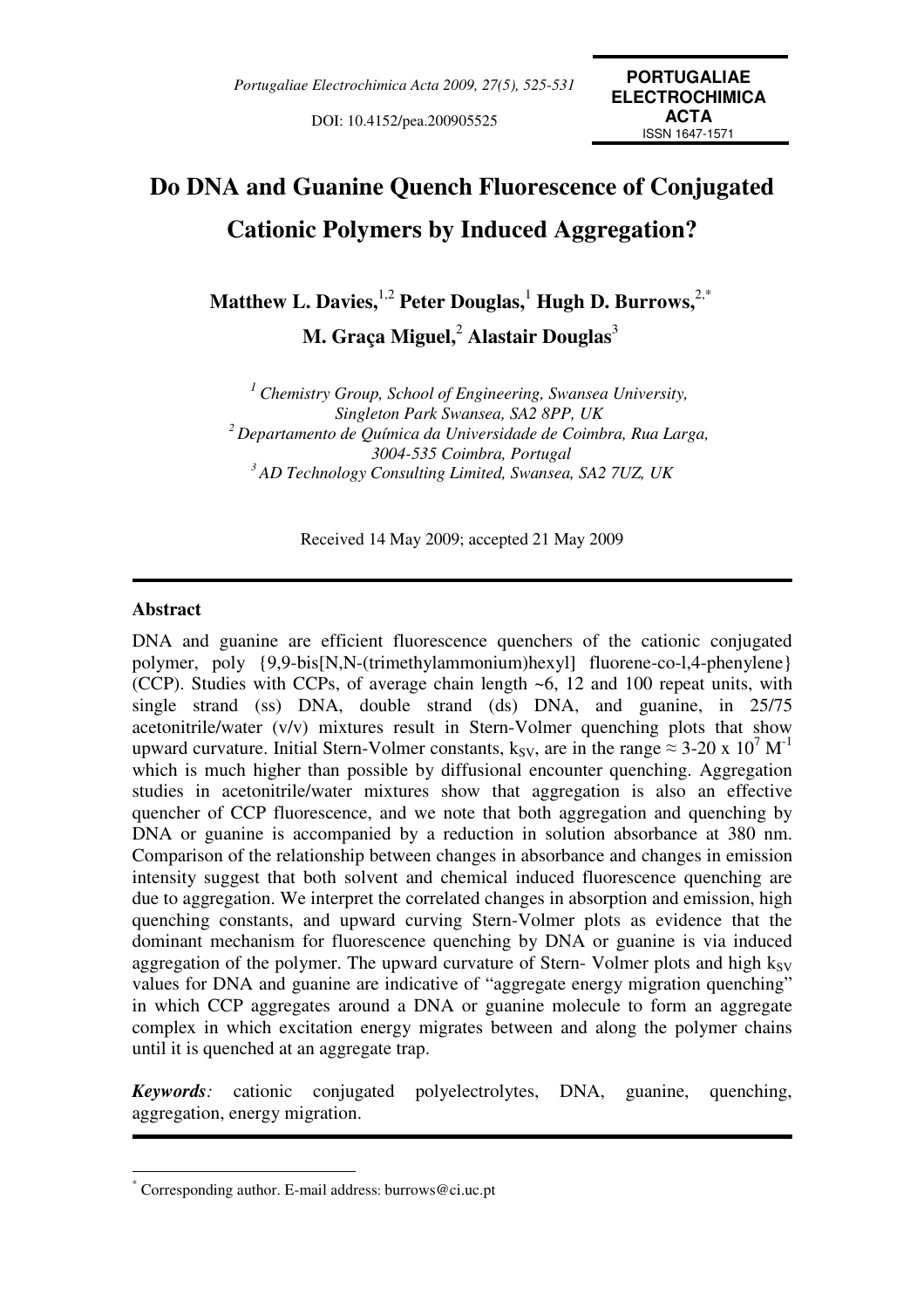# Do DNA and Guanine Quench Fluorescence of Conjugated Cationic Polymers by Induced Aggregation?

**Matthew L. Davies,[1,2] Peter Douglas,[1] Hugh D. Burrows,[2,*] M. Graça Miguel,[2] Alastair Douglas[3]**

*[1] Chemistry Group, School of Engineering, Swansea University, Singleton Park Swansea, SA2 8PP, UK*
*[2] Departamento de Química da Universidade de Coimbra, Rua Larga, 3004-535 Coimbra, Portugal*
*[3] AD Technology Consulting Limited, Swansea, SA2 7UZ, UK*

Received 14 May 2009; accepted 21 May 2009

---

### Abstract

DNA and guanine are efficient fluorescence quenchers of the cationic conjugated polymer, poly {9,9-bis[N,N-(trimethylammonium)hexyl] fluorene-co-l,4-phenylene} (CCP). Studies with CCPs, of average chain length ~6, 12 and 100 repeat units, with single strand (ss) DNA, double strand (ds) DNA, and guanine, in 25/75 acetonitrile/water (v/v) mixtures result in Stern-Volmer quenching plots that show upward curvature. Initial Stern-Volmer constants, $k_{SV}$, are in the range ≈ 3-20 x $10^7$ $M^{-1}$ which is much higher than possible by diffusional encounter quenching. Aggregation studies in acetonitrile/water mixtures show that aggregation is also an effective quencher of CCP fluorescence, and we note that both aggregation and quenching by DNA or guanine is accompanied by a reduction in solution absorbance at 380 nm. Comparison of the relationship between changes in absorbance and changes in emission intensity suggest that both solvent and chemical induced fluorescence quenching are due to aggregation. We interpret the correlated changes in absorption and emission, high quenching constants, and upward curving Stern-Volmer plots as evidence that the dominant mechanism for fluorescence quenching by DNA or guanine is via induced aggregation of the polymer. The upward curvature of Stern- Volmer plots and high $k_{SV}$ values for DNA and guanine are indicative of "aggregate energy migration quenching" in which CCP aggregates around a DNA or guanine molecule to form an aggregate complex in which excitation energy migrates between and along the polymer chains until it is quenched at an aggregate trap.

***Keywords**:* cationic conjugated polyelectrolytes, DNA, guanine, quenching, aggregation, energy migration.

---

[*] Corresponding author. E-mail address: burrows@ci.uc.pt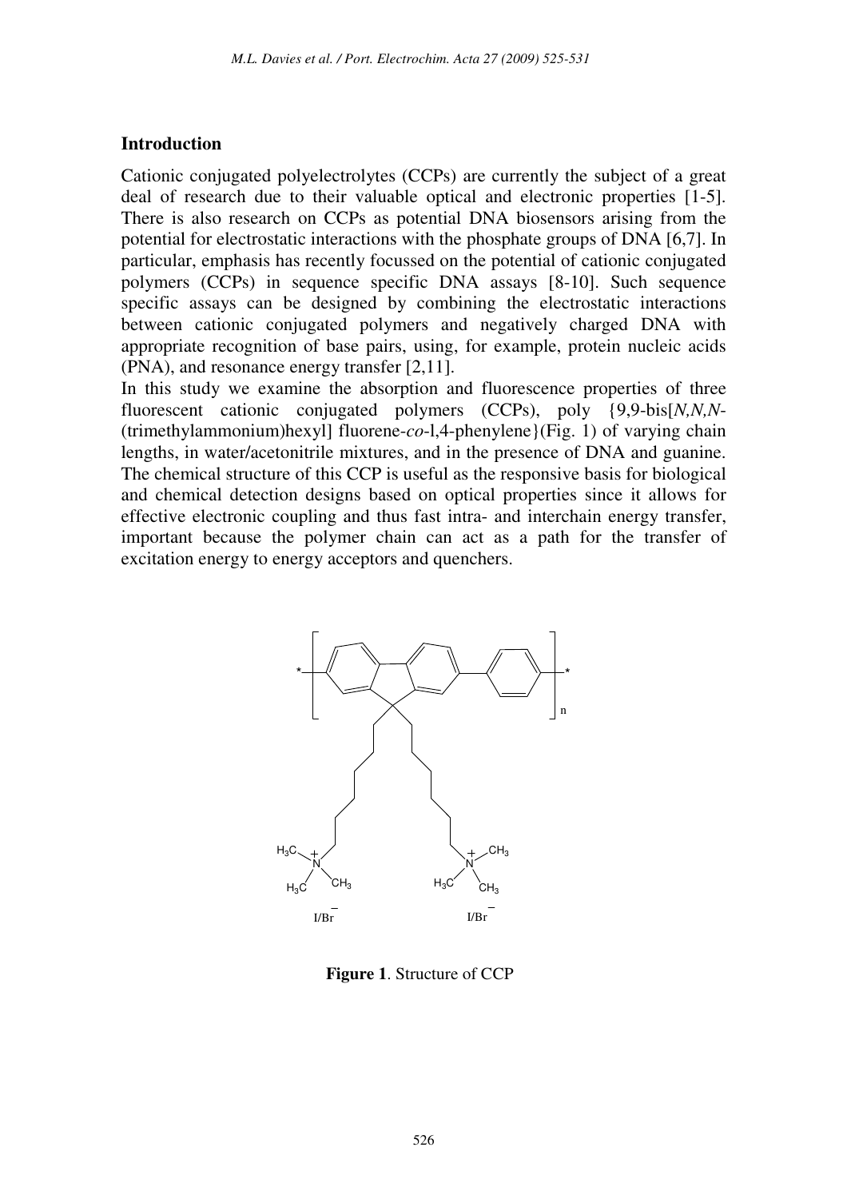## Introduction

Cationic conjugated polyelectrolytes (CCPs) are currently the subject of a great deal of research due to their valuable optical and electronic properties [1-5]. There is also research on CCPs as potential DNA biosensors arising from the potential for electrostatic interactions with the phosphate groups of DNA [6,7]. In particular, emphasis has recently focussed on the potential of cationic conjugated polymers (CCPs) in sequence specific DNA assays [8-10]. Such sequence specific assays can be designed by combining the electrostatic interactions between cationic conjugated polymers and negatively charged DNA with appropriate recognition of base pairs, using, for example, protein nucleic acids (PNA), and resonance energy transfer [2,11].

In this study we examine the absorption and fluorescence properties of three fluorescent cationic conjugated polymers (CCPs), poly {9,9-bis[*N,N,N*-(trimethylammonium)hexyl] fluorene-*co*-l,4-phenylene}(Fig. 1) of varying chain lengths, in water/acetonitrile mixtures, and in the presence of DNA and guanine. The chemical structure of this CCP is useful as the responsive basis for biological and chemical detection designs based on optical properties since it allows for effective electronic coupling and thus fast intra- and interchain energy transfer, important because the polymer chain can act as a path for the transfer of excitation energy to energy acceptors and quenchers.

**Figure 1**. Structure of CCP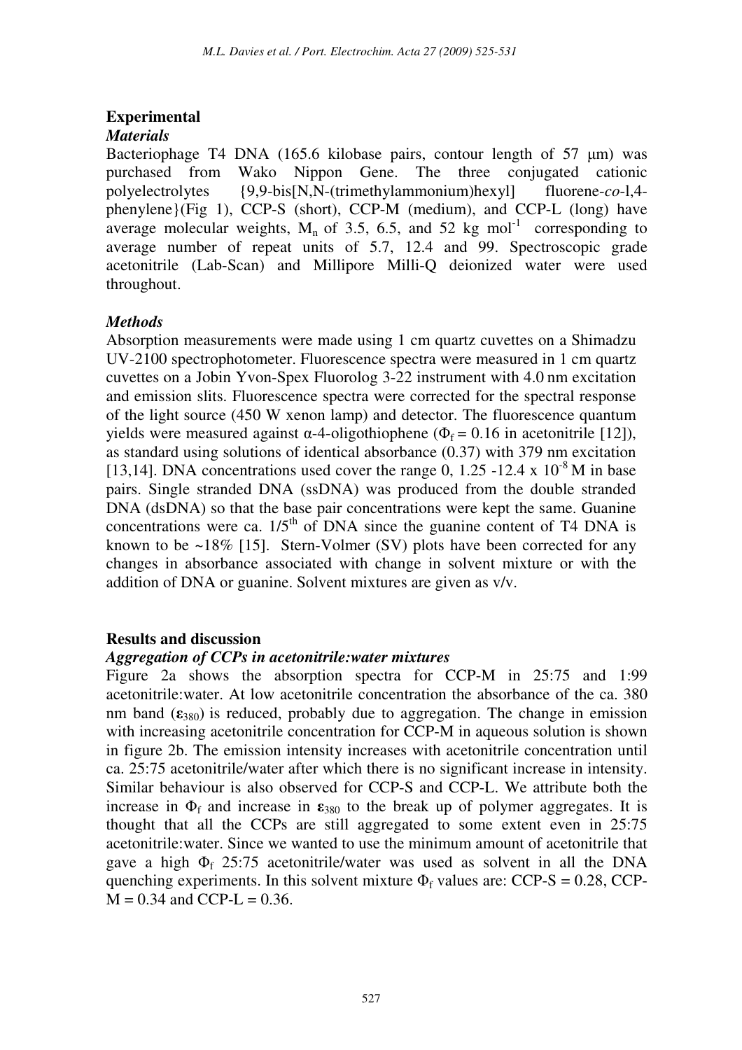## Experimental

### *Materials*

Bacteriophage T4 DNA (165.6 kilobase pairs, contour length of 57 μm) was purchased from Wako Nippon Gene. The three conjugated cationic polyelectrolytes {9,9-bis[N,N-(trimethylammonium)hexyl] fluorene-*co*-l,4-phenylene}(Fig 1), CCP-S (short), CCP-M (medium), and CCP-L (long) have average molecular weights, $M_n$ of 3.5, 6.5, and 52 kg mol$^{-1}$ corresponding to average number of repeat units of 5.7, 12.4 and 99. Spectroscopic grade acetonitrile (Lab-Scan) and Millipore Milli-Q deionized water were used throughout.

### *Methods*

Absorption measurements were made using 1 cm quartz cuvettes on a Shimadzu UV-2100 spectrophotometer. Fluorescence spectra were measured in 1 cm quartz cuvettes on a Jobin Yvon-Spex Fluorolog 3-22 instrument with 4.0 nm excitation and emission slits. Fluorescence spectra were corrected for the spectral response of the light source (450 W xenon lamp) and detector. The fluorescence quantum yields were measured against α-4-oligothiophene ($\Phi_f = 0.16$ in acetonitrile [12]), as standard using solutions of identical absorbance (0.37) with 379 nm excitation [13,14]. DNA concentrations used cover the range 0, 1.25 -12.4 x $10^{-8}$ M in base pairs. Single stranded DNA (ssDNA) was produced from the double stranded DNA (dsDNA) so that the base pair concentrations were kept the same. Guanine concentrations were ca. 1/5$^{th}$ of DNA since the guanine content of T4 DNA is known to be ~18% [15]. Stern-Volmer (SV) plots have been corrected for any changes in absorbance associated with change in solvent mixture or with the addition of DNA or guanine. Solvent mixtures are given as v/v.

## Results and discussion

### *Aggregation of CCPs in acetonitrile:water mixtures*

Figure 2a shows the absorption spectra for CCP-M in 25:75 and 1:99 acetonitrile:water. At low acetonitrile concentration the absorbance of the ca. 380 nm band ($\varepsilon_{380}$) is reduced, probably due to aggregation. The change in emission with increasing acetonitrile concentration for CCP-M in aqueous solution is shown in figure 2b. The emission intensity increases with acetonitrile concentration until ca. 25:75 acetonitrile/water after which there is no significant increase in intensity. Similar behaviour is also observed for CCP-S and CCP-L. We attribute both the increase in $\Phi_f$ and increase in $\varepsilon_{380}$ to the break up of polymer aggregates. It is thought that all the CCPs are still aggregated to some extent even in 25:75 acetonitrile:water. Since we wanted to use the minimum amount of acetonitrile that gave a high $\Phi_f$ 25:75 acetonitrile/water was used as solvent in all the DNA quenching experiments. In this solvent mixture $\Phi_f$ values are: CCP-S = 0.28, CCP-M = 0.34 and CCP-L = 0.36.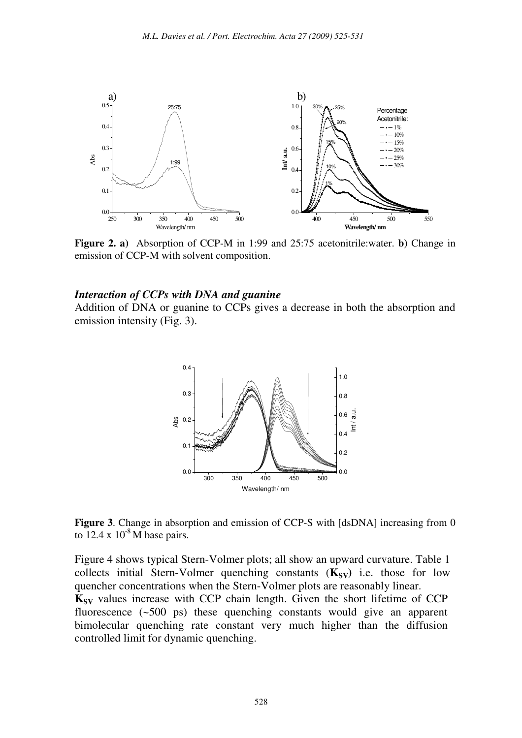**Figure 2. a)** Absorption of CCP-M in 1:99 and 25:75 acetonitrile:water. **b)** Change in emission of CCP-M with solvent composition.

### *Interaction of CCPs with DNA and guanine*

Addition of DNA or guanine to CCPs gives a decrease in both the absorption and emission intensity (Fig. 3).

**Figure 3**. Change in absorption and emission of CCP-S with [dsDNA] increasing from 0 to 12.4 x $10^{-8}$ M base pairs.

Figure 4 shows typical Stern-Volmer plots; all show an upward curvature. Table 1 collects initial Stern-Volmer quenching constants ($\mathbf{K_{SV}}$) i.e. those for low quencher concentrations when the Stern-Volmer plots are reasonably linear.

$\mathbf{K_{SV}}$ values increase with CCP chain length. Given the short lifetime of CCP fluorescence (~500 ps) these quenching constants would give an apparent bimolecular quenching rate constant very much higher than the diffusion controlled limit for dynamic quenching.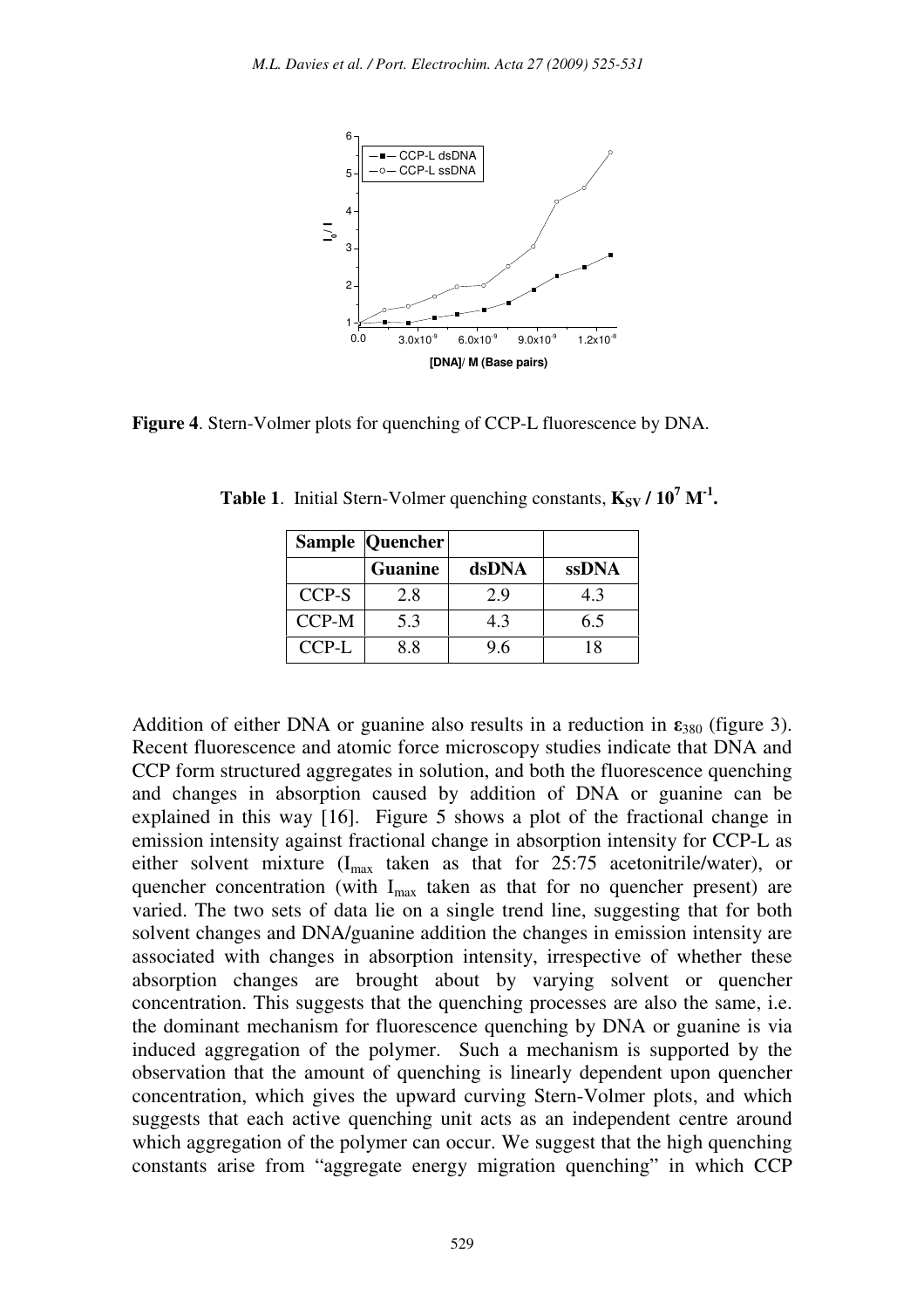**Figure 4**. Stern-Volmer plots for quenching of CCP-L fluorescence by DNA.

**Table 1**. Initial Stern-Volmer quenching constants, $\mathbf{K_{SV} / 10^7\ M^{-1}}$.

| Sample | Quencher | | |
|---|---|---|---|
| | Guanine | dsDNA | ssDNA |
| CCP-S | 2.8 | 2.9 | 4.3 |
| CCP-M | 5.3 | 4.3 | 6.5 |
| CCP-L | 8.8 | 9.6 | 18 |

Addition of either DNA or guanine also results in a reduction in $\varepsilon_{380}$ (figure 3). Recent fluorescence and atomic force microscopy studies indicate that DNA and CCP form structured aggregates in solution, and both the fluorescence quenching and changes in absorption caused by addition of DNA or guanine can be explained in this way [16]. Figure 5 shows a plot of the fractional change in emission intensity against fractional change in absorption intensity for CCP-L as either solvent mixture ($I_{max}$ taken as that for 25:75 acetonitrile/water), or quencher concentration (with $I_{max}$ taken as that for no quencher present) are varied. The two sets of data lie on a single trend line, suggesting that for both solvent changes and DNA/guanine addition the changes in emission intensity are associated with changes in absorption intensity, irrespective of whether these absorption changes are brought about by varying solvent or quencher concentration. This suggests that the quenching processes are also the same, i.e. the dominant mechanism for fluorescence quenching by DNA or guanine is via induced aggregation of the polymer. Such a mechanism is supported by the observation that the amount of quenching is linearly dependent upon quencher concentration, which gives the upward curving Stern-Volmer plots, and which suggests that each active quenching unit acts as an independent centre around which aggregation of the polymer can occur. We suggest that the high quenching constants arise from "aggregate energy migration quenching" in which CCP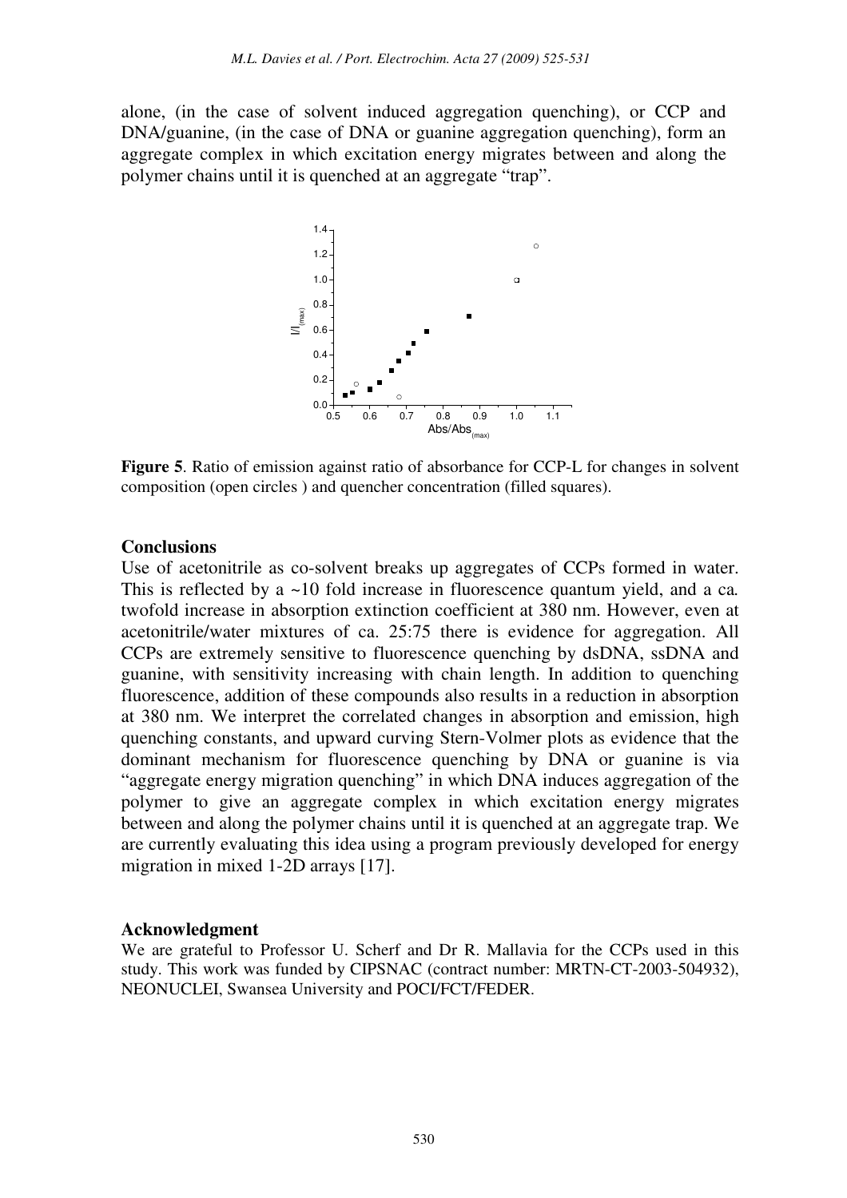alone, (in the case of solvent induced aggregation quenching), or CCP and DNA/guanine, (in the case of DNA or guanine aggregation quenching), form an aggregate complex in which excitation energy migrates between and along the polymer chains until it is quenched at an aggregate "trap".

**Figure 5**. Ratio of emission against ratio of absorbance for CCP-L for changes in solvent composition (open circles ) and quencher concentration (filled squares).

## Conclusions

Use of acetonitrile as co-solvent breaks up aggregates of CCPs formed in water. This is reflected by a ~10 fold increase in fluorescence quantum yield, and a *ca.* twofold increase in absorption extinction coefficient at 380 nm. However, even at acetonitrile/water mixtures of ca. 25:75 there is evidence for aggregation. All CCPs are extremely sensitive to fluorescence quenching by dsDNA, ssDNA and guanine, with sensitivity increasing with chain length. In addition to quenching fluorescence, addition of these compounds also results in a reduction in absorption at 380 nm. We interpret the correlated changes in absorption and emission, high quenching constants, and upward curving Stern-Volmer plots as evidence that the dominant mechanism for fluorescence quenching by DNA or guanine is via "aggregate energy migration quenching" in which DNA induces aggregation of the polymer to give an aggregate complex in which excitation energy migrates between and along the polymer chains until it is quenched at an aggregate trap. We are currently evaluating this idea using a program previously developed for energy migration in mixed 1-2D arrays [17].

## Acknowledgment

We are grateful to Professor U. Scherf and Dr R. Mallavia for the CCPs used in this study. This work was funded by CIPSNAC (contract number: MRTN-CT-2003-504932), NEONUCLEI, Swansea University and POCI/FCT/FEDER.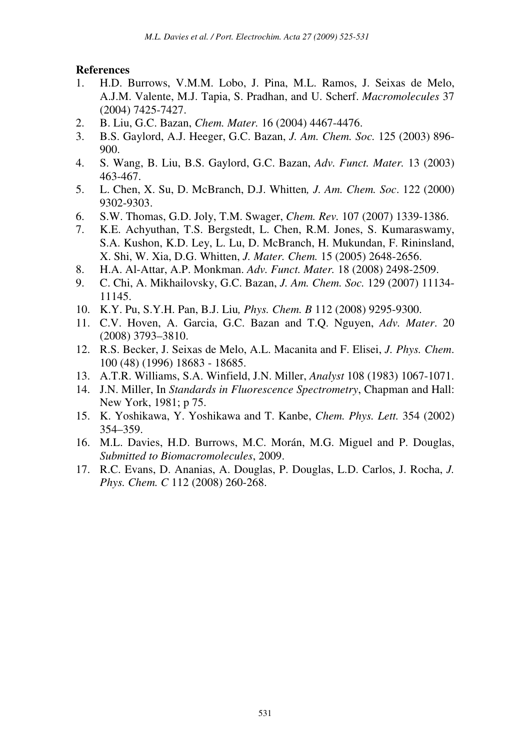**References**

1. H.D. Burrows, V.M.M. Lobo, J. Pina, M.L. Ramos, J. Seixas de Melo, A.J.M. Valente, M.J. Tapia, S. Pradhan, and U. Scherf. *Macromolecules* 37 (2004) 7425-7427.
2. B. Liu, G.C. Bazan, *Chem. Mater.* 16 (2004) 4467-4476.
3. B.S. Gaylord, A.J. Heeger, G.C. Bazan, *J. Am. Chem. Soc.* 125 (2003) 896-900.
4. S. Wang, B. Liu, B.S. Gaylord, G.C. Bazan, *Adv. Funct. Mater.* 13 (2003) 463-467.
5. L. Chen, X. Su, D. McBranch, D.J. Whitten*, J. Am. Chem. Soc*. 122 (2000) 9302-9303.
6. S.W. Thomas, G.D. Joly, T.M. Swager, *Chem. Rev.* 107 (2007) 1339-1386.
7. K.E. Achyuthan, T.S. Bergstedt, L. Chen, R.M. Jones, S. Kumaraswamy, S.A. Kushon, K.D. Ley, L. Lu, D. McBranch, H. Mukundan, F. Rininsland, X. Shi, W. Xia, D.G. Whitten, *J. Mater. Chem.* 15 (2005) 2648-2656.
8. H.A. Al-Attar, A.P. Monkman. *Adv. Funct. Mater.* 18 (2008) 2498-2509.
9. C. Chi, A. Mikhailovsky, G.C. Bazan, *J. Am. Chem. Soc.* 129 (2007) 11134-11145.
10. K.Y. Pu, S.Y.H. Pan, B.J. Liu*, Phys. Chem. B* 112 (2008) 9295-9300.
11. C.V. Hoven, A. Garcia, G.C. Bazan and T.Q. Nguyen, *Adv. Mater*. 20 (2008) 3793–3810.
12. R.S. Becker, J. Seixas de Melo, A.L. Macanita and F. Elisei, *J. Phys. Chem*. 100 (48) (1996) 18683 - 18685.
13. A.T.R. Williams, S.A. Winfield, J.N. Miller, *Analyst* 108 (1983) 1067-1071.
14. J.N. Miller, In *Standards in Fluorescence Spectrometry*, Chapman and Hall: New York, 1981; p 75.
15. K. Yoshikawa, Y. Yoshikawa and T. Kanbe, *Chem. Phys. Lett.* 354 (2002) 354–359.
16. M.L. Davies, H.D. Burrows, M.C. Morán, M.G. Miguel and P. Douglas, *Submitted to Biomacromolecules*, 2009.
17. R.C. Evans, D. Ananias, A. Douglas, P. Douglas, L.D. Carlos, J. Rocha, *J. Phys. Chem. C* 112 (2008) 260-268.